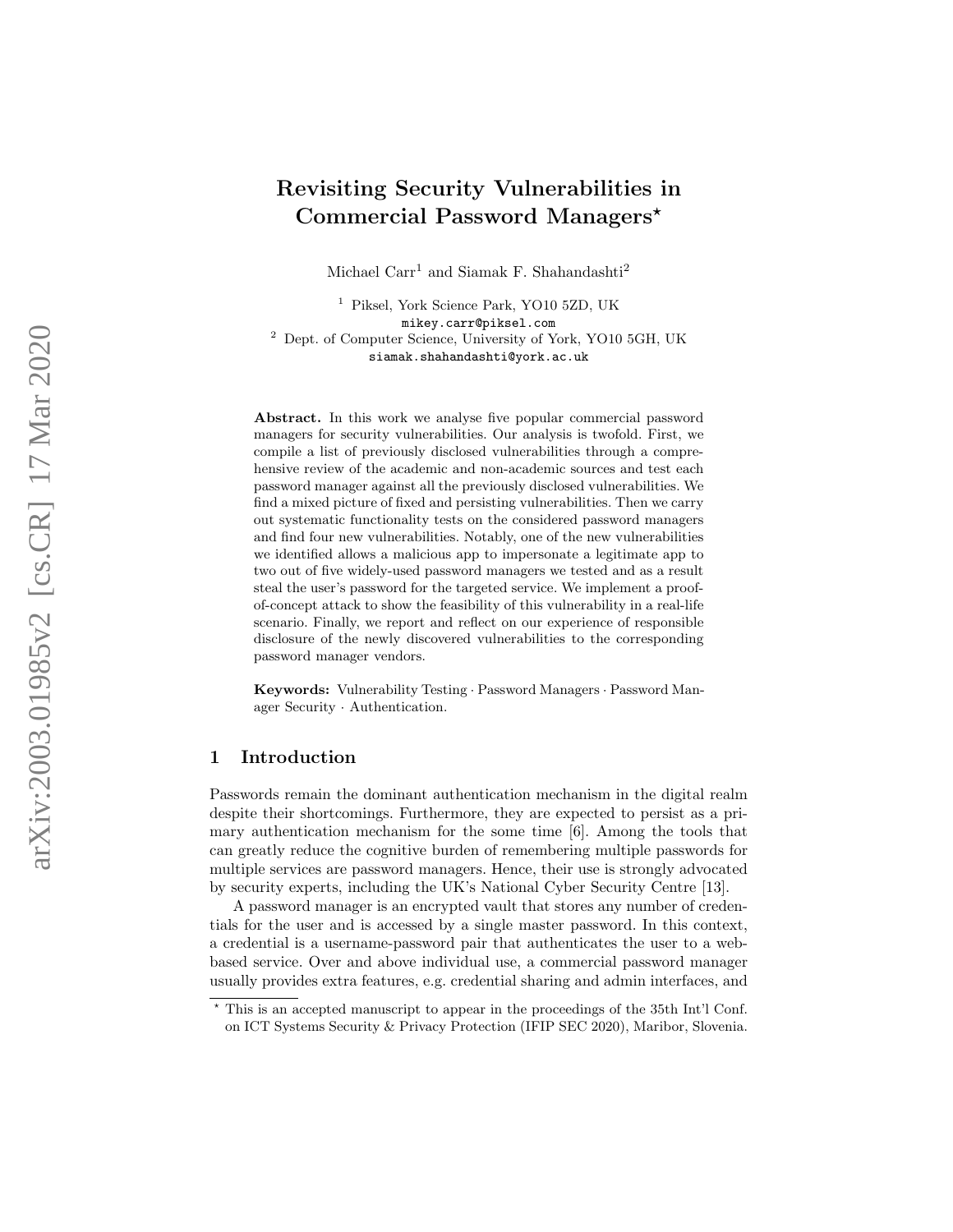# Revisiting Security Vulnerabilities in Commercial Password Managers*

Michael Carr[1] and Siamak F. Shahandashti[2]

[1] Piksel, York Science Park, YO10 5ZD, UK
mikey.carr@piksel.com

[2] Dept. of Computer Science, University of York, YO10 5GH, UK
siamak.shahandashti@york.ac.uk

**Abstract.** In this work we analyse five popular commercial password managers for security vulnerabilities. Our analysis is twofold. First, we compile a list of previously disclosed vulnerabilities through a comprehensive review of the academic and non-academic sources and test each password manager against all the previously disclosed vulnerabilities. We find a mixed picture of fixed and persisting vulnerabilities. Then we carry out systematic functionality tests on the considered password managers and find four new vulnerabilities. Notably, one of the new vulnerabilities we identified allows a malicious app to impersonate a legitimate app to two out of five widely-used password managers we tested and as a result steal the user's password for the targeted service. We implement a proof-of-concept attack to show the feasibility of this vulnerability in a real-life scenario. Finally, we report and reflect on our experience of responsible disclosure of the newly discovered vulnerabilities to the corresponding password manager vendors.

**Keywords:** Vulnerability Testing · Password Managers · Password Manager Security · Authentication.

## 1 Introduction

Passwords remain the dominant authentication mechanism in the digital realm despite their shortcomings. Furthermore, they are expected to persist as a primary authentication mechanism for the some time [6]. Among the tools that can greatly reduce the cognitive burden of remembering multiple passwords for multiple services are password managers. Hence, their use is strongly advocated by security experts, including the UK's National Cyber Security Centre [13].

A password manager is an encrypted vault that stores any number of credentials for the user and is accessed by a single master password. In this context, a credential is a username-password pair that authenticates the user to a web-based service. Over and above individual use, a commercial password manager usually provides extra features, e.g. credential sharing and admin interfaces, and

* This is an accepted manuscript to appear in the proceedings of the 35th Int'l Conf. on ICT Systems Security & Privacy Protection (IFIP SEC 2020), Maribor, Slovenia.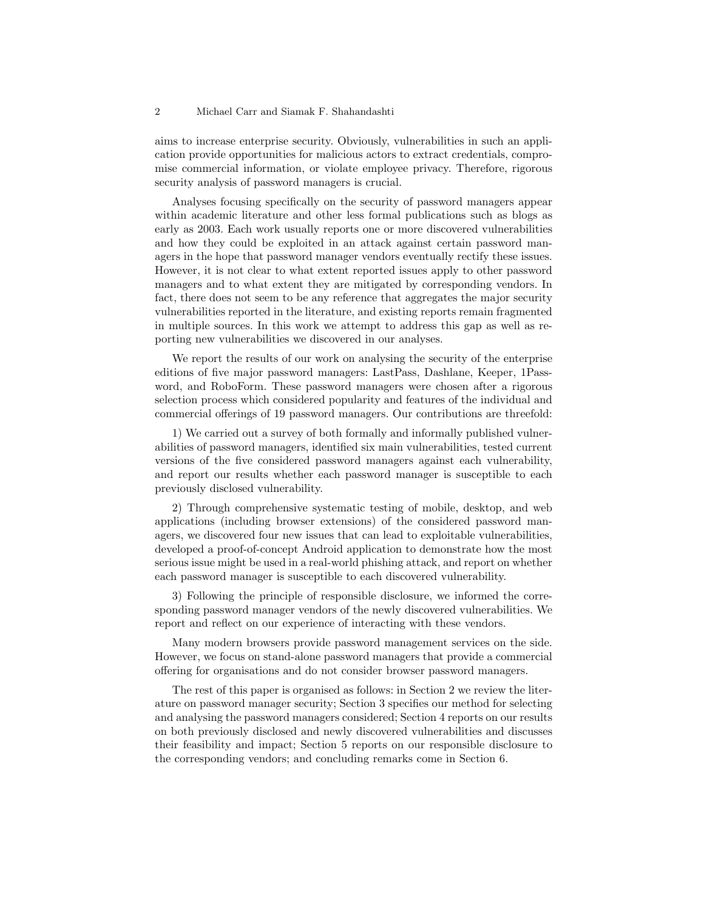aims to increase enterprise security. Obviously, vulnerabilities in such an application provide opportunities for malicious actors to extract credentials, compromise commercial information, or violate employee privacy. Therefore, rigorous security analysis of password managers is crucial.

Analyses focusing specifically on the security of password managers appear within academic literature and other less formal publications such as blogs as early as 2003. Each work usually reports one or more discovered vulnerabilities and how they could be exploited in an attack against certain password managers in the hope that password manager vendors eventually rectify these issues. However, it is not clear to what extent reported issues apply to other password managers and to what extent they are mitigated by corresponding vendors. In fact, there does not seem to be any reference that aggregates the major security vulnerabilities reported in the literature, and existing reports remain fragmented in multiple sources. In this work we attempt to address this gap as well as reporting new vulnerabilities we discovered in our analyses.

We report the results of our work on analysing the security of the enterprise editions of five major password managers: LastPass, Dashlane, Keeper, 1Password, and RoboForm. These password managers were chosen after a rigorous selection process which considered popularity and features of the individual and commercial offerings of 19 password managers. Our contributions are threefold:

1) We carried out a survey of both formally and informally published vulnerabilities of password managers, identified six main vulnerabilities, tested current versions of the five considered password managers against each vulnerability, and report our results whether each password manager is susceptible to each previously disclosed vulnerability.

2) Through comprehensive systematic testing of mobile, desktop, and web applications (including browser extensions) of the considered password managers, we discovered four new issues that can lead to exploitable vulnerabilities, developed a proof-of-concept Android application to demonstrate how the most serious issue might be used in a real-world phishing attack, and report on whether each password manager is susceptible to each discovered vulnerability.

3) Following the principle of responsible disclosure, we informed the corresponding password manager vendors of the newly discovered vulnerabilities. We report and reflect on our experience of interacting with these vendors.

Many modern browsers provide password management services on the side. However, we focus on stand-alone password managers that provide a commercial offering for organisations and do not consider browser password managers.

The rest of this paper is organised as follows: in Section 2 we review the literature on password manager security; Section 3 specifies our method for selecting and analysing the password managers considered; Section 4 reports on our results on both previously disclosed and newly discovered vulnerabilities and discusses their feasibility and impact; Section 5 reports on our responsible disclosure to the corresponding vendors; and concluding remarks come in Section 6.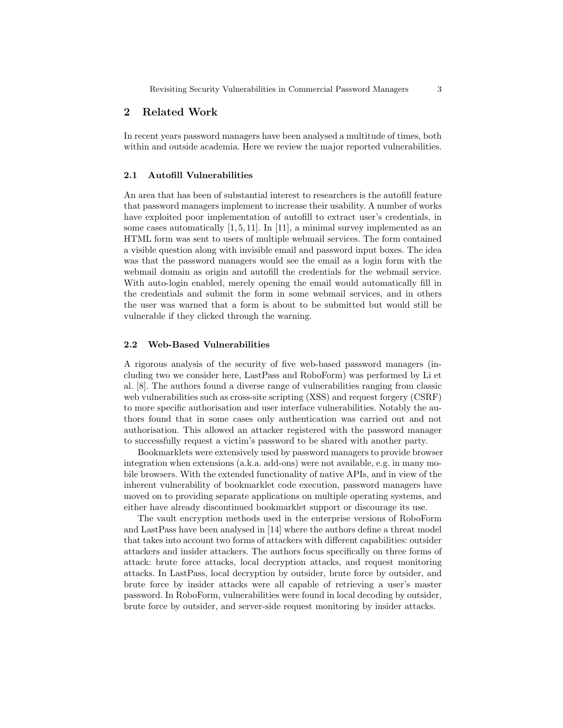## 2 Related Work

In recent years password managers have been analysed a multitude of times, both within and outside academia. Here we review the major reported vulnerabilities.

### 2.1 Autofill Vulnerabilities

An area that has been of substantial interest to researchers is the autofill feature that password managers implement to increase their usability. A number of works have exploited poor implementation of autofill to extract user's credentials, in some cases automatically [1, 5, 11]. In [11], a minimal survey implemented as an HTML form was sent to users of multiple webmail services. The form contained a visible question along with invisible email and password input boxes. The idea was that the password managers would see the email as a login form with the webmail domain as origin and autofill the credentials for the webmail service. With auto-login enabled, merely opening the email would automatically fill in the credentials and submit the form in some webmail services, and in others the user was warned that a form is about to be submitted but would still be vulnerable if they clicked through the warning.

### 2.2 Web-Based Vulnerabilities

A rigorous analysis of the security of five web-based password managers (including two we consider here, LastPass and RoboForm) was performed by Li et al. [8]. The authors found a diverse range of vulnerabilities ranging from classic web vulnerabilities such as cross-site scripting (XSS) and request forgery (CSRF) to more specific authorisation and user interface vulnerabilities. Notably the authors found that in some cases only authentication was carried out and not authorisation. This allowed an attacker registered with the password manager to successfully request a victim's password to be shared with another party.

Bookmarklets were extensively used by password managers to provide browser integration when extensions (a.k.a. add-ons) were not available, e.g. in many mobile browsers. With the extended functionality of native APIs, and in view of the inherent vulnerability of bookmarklet code execution, password managers have moved on to providing separate applications on multiple operating systems, and either have already discontinued bookmarklet support or discourage its use.

The vault encryption methods used in the enterprise versions of RoboForm and LastPass have been analysed in [14] where the authors define a threat model that takes into account two forms of attackers with different capabilities: outsider attackers and insider attackers. The authors focus specifically on three forms of attack: brute force attacks, local decryption attacks, and request monitoring attacks. In LastPass, local decryption by outsider, brute force by outsider, and brute force by insider attacks were all capable of retrieving a user's master password. In RoboForm, vulnerabilities were found in local decoding by outsider, brute force by outsider, and server-side request monitoring by insider attacks.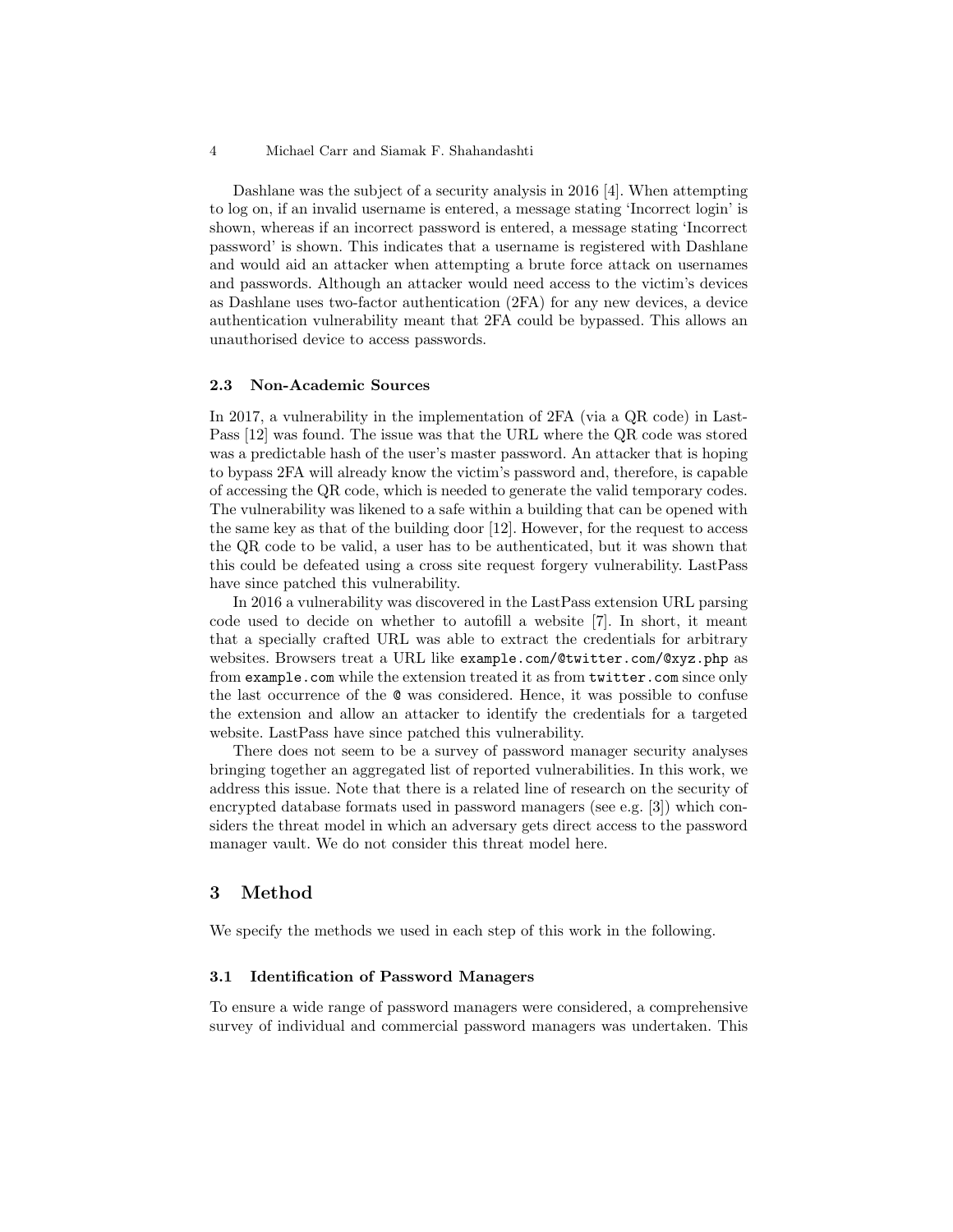Dashlane was the subject of a security analysis in 2016 [4]. When attempting to log on, if an invalid username is entered, a message stating 'Incorrect login' is shown, whereas if an incorrect password is entered, a message stating 'Incorrect password' is shown. This indicates that a username is registered with Dashlane and would aid an attacker when attempting a brute force attack on usernames and passwords. Although an attacker would need access to the victim's devices as Dashlane uses two-factor authentication (2FA) for any new devices, a device authentication vulnerability meant that 2FA could be bypassed. This allows an unauthorised device to access passwords.

### 2.3 Non-Academic Sources

In 2017, a vulnerability in the implementation of 2FA (via a QR code) in LastPass [12] was found. The issue was that the URL where the QR code was stored was a predictable hash of the user's master password. An attacker that is hoping to bypass 2FA will already know the victim's password and, therefore, is capable of accessing the QR code, which is needed to generate the valid temporary codes. The vulnerability was likened to a safe within a building that can be opened with the same key as that of the building door [12]. However, for the request to access the QR code to be valid, a user has to be authenticated, but it was shown that this could be defeated using a cross site request forgery vulnerability. LastPass have since patched this vulnerability.

In 2016 a vulnerability was discovered in the LastPass extension URL parsing code used to decide on whether to autofill a website [7]. In short, it meant that a specially crafted URL was able to extract the credentials for arbitrary websites. Browsers treat a URL like `example.com/@twitter.com/@xyz.php` as from `example.com` while the extension treated it as from `twitter.com` since only the last occurrence of the `@` was considered. Hence, it was possible to confuse the extension and allow an attacker to identify the credentials for a targeted website. LastPass have since patched this vulnerability.

There does not seem to be a survey of password manager security analyses bringing together an aggregated list of reported vulnerabilities. In this work, we address this issue. Note that there is a related line of research on the security of encrypted database formats used in password managers (see e.g. [3]) which considers the threat model in which an adversary gets direct access to the password manager vault. We do not consider this threat model here.

## 3 Method

We specify the methods we used in each step of this work in the following.

### 3.1 Identification of Password Managers

To ensure a wide range of password managers were considered, a comprehensive survey of individual and commercial password managers was undertaken. This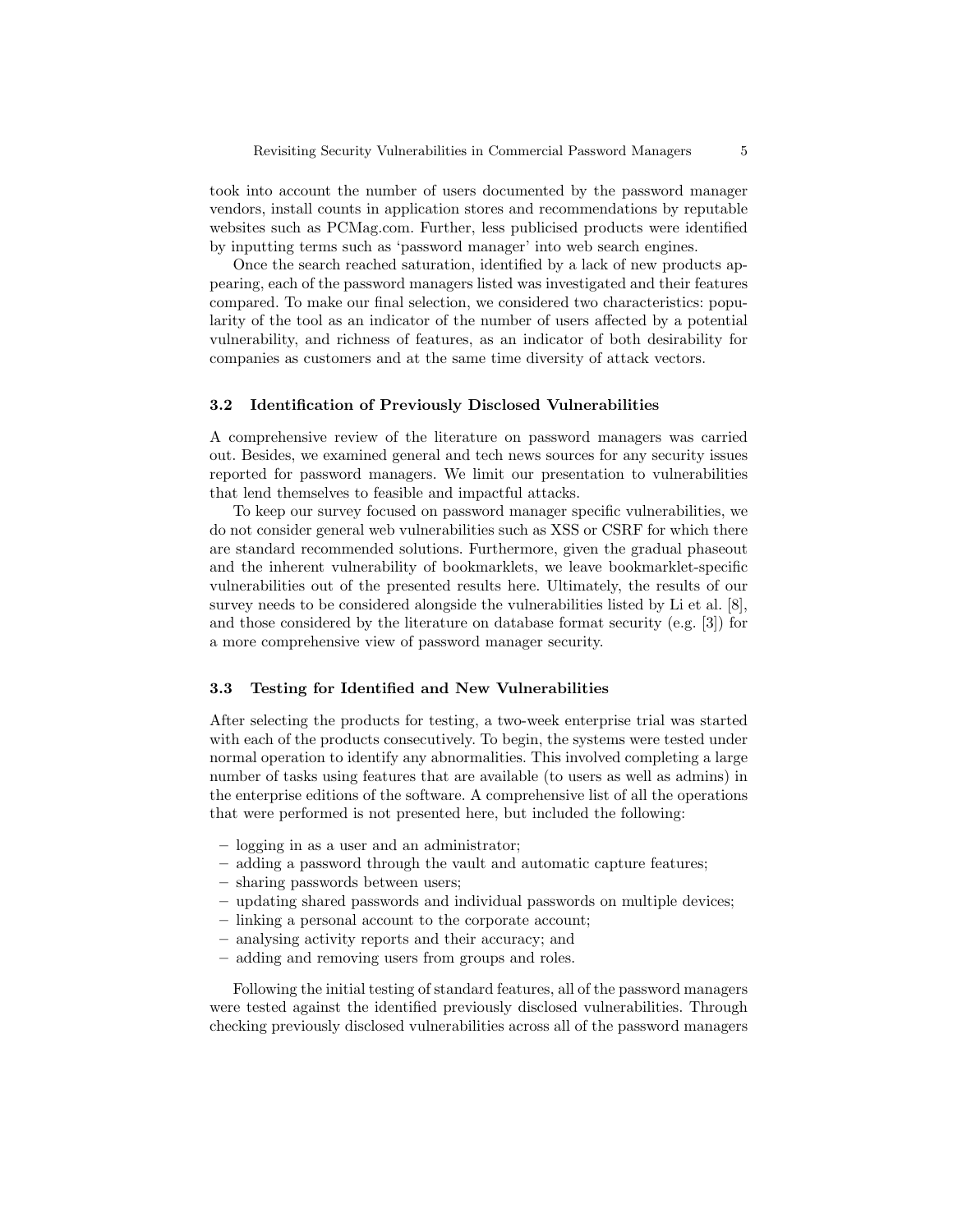took into account the number of users documented by the password manager vendors, install counts in application stores and recommendations by reputable websites such as PCMag.com. Further, less publicised products were identified by inputting terms such as 'password manager' into web search engines.

Once the search reached saturation, identified by a lack of new products appearing, each of the password managers listed was investigated and their features compared. To make our final selection, we considered two characteristics: popularity of the tool as an indicator of the number of users affected by a potential vulnerability, and richness of features, as an indicator of both desirability for companies as customers and at the same time diversity of attack vectors.

### 3.2 Identification of Previously Disclosed Vulnerabilities

A comprehensive review of the literature on password managers was carried out. Besides, we examined general and tech news sources for any security issues reported for password managers. We limit our presentation to vulnerabilities that lend themselves to feasible and impactful attacks.

To keep our survey focused on password manager specific vulnerabilities, we do not consider general web vulnerabilities such as XSS or CSRF for which there are standard recommended solutions. Furthermore, given the gradual phaseout and the inherent vulnerability of bookmarklets, we leave bookmarklet-specific vulnerabilities out of the presented results here. Ultimately, the results of our survey needs to be considered alongside the vulnerabilities listed by Li et al. [8], and those considered by the literature on database format security (e.g. [3]) for a more comprehensive view of password manager security.

### 3.3 Testing for Identified and New Vulnerabilities

After selecting the products for testing, a two-week enterprise trial was started with each of the products consecutively. To begin, the systems were tested under normal operation to identify any abnormalities. This involved completing a large number of tasks using features that are available (to users as well as admins) in the enterprise editions of the software. A comprehensive list of all the operations that were performed is not presented here, but included the following:

- logging in as a user and an administrator;
- adding a password through the vault and automatic capture features;
- sharing passwords between users;
- updating shared passwords and individual passwords on multiple devices;
- linking a personal account to the corporate account;
- analysing activity reports and their accuracy; and
- adding and removing users from groups and roles.

Following the initial testing of standard features, all of the password managers were tested against the identified previously disclosed vulnerabilities. Through checking previously disclosed vulnerabilities across all of the password managers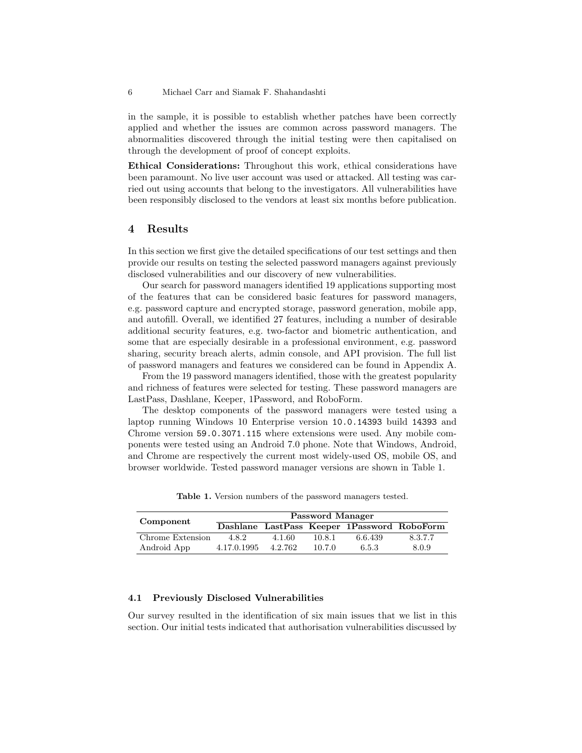in the sample, it is possible to establish whether patches have been correctly applied and whether the issues are common across password managers. The abnormalities discovered through the initial testing were then capitalised on through the development of proof of concept exploits.

**Ethical Considerations:** Throughout this work, ethical considerations have been paramount. No live user account was used or attacked. All testing was carried out using accounts that belong to the investigators. All vulnerabilities have been responsibly disclosed to the vendors at least six months before publication.

## 4 Results

In this section we first give the detailed specifications of our test settings and then provide our results on testing the selected password managers against previously disclosed vulnerabilities and our discovery of new vulnerabilities.

Our search for password managers identified 19 applications supporting most of the features that can be considered basic features for password managers, e.g. password capture and encrypted storage, password generation, mobile app, and autofill. Overall, we identified 27 features, including a number of desirable additional security features, e.g. two-factor and biometric authentication, and some that are especially desirable in a professional environment, e.g. password sharing, security breach alerts, admin console, and API provision. The full list of password managers and features we considered can be found in Appendix A.

From the 19 password managers identified, those with the greatest popularity and richness of features were selected for testing. These password managers are LastPass, Dashlane, Keeper, 1Password, and RoboForm.

The desktop components of the password managers were tested using a laptop running Windows 10 Enterprise version `10.0.14393` build `14393` and Chrome version `59.0.3071.115` where extensions were used. Any mobile components were tested using an Android 7.0 phone. Note that Windows, Android, and Chrome are respectively the current most widely-used OS, mobile OS, and browser worldwide. Tested password manager versions are shown in Table 1.

**Table 1.** Version numbers of the password managers tested.

| Component | Password Manager | | | | |
|---|---|---|---|---|---|
| | **Dashlane** | **LastPass** | **Keeper** | **1Password** | **RoboForm** |
| Chrome Extension | 4.8.2 | 4.1.60 | 10.8.1 | 6.6.439 | 8.3.7.7 |
| Android App | 4.17.0.1995 | 4.2.762 | 10.7.0 | 6.5.3 | 8.0.9 |

### 4.1 Previously Disclosed Vulnerabilities

Our survey resulted in the identification of six main issues that we list in this section. Our initial tests indicated that authorisation vulnerabilities discussed by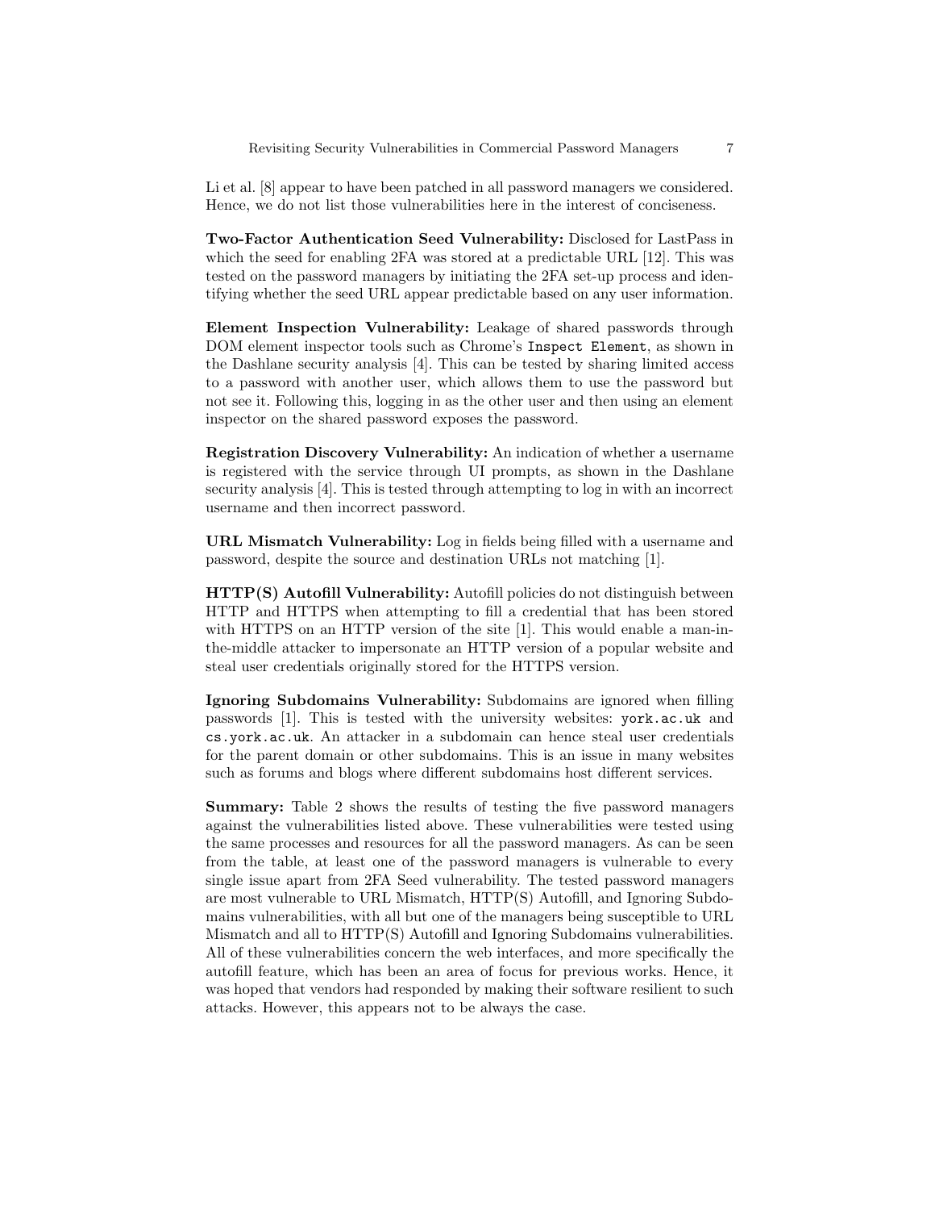Li et al. [8] appear to have been patched in all password managers we considered. Hence, we do not list those vulnerabilities here in the interest of conciseness.

**Two-Factor Authentication Seed Vulnerability:** Disclosed for LastPass in which the seed for enabling 2FA was stored at a predictable URL [12]. This was tested on the password managers by initiating the 2FA set-up process and identifying whether the seed URL appear predictable based on any user information.

**Element Inspection Vulnerability:** Leakage of shared passwords through DOM element inspector tools such as Chrome's `Inspect Element`, as shown in the Dashlane security analysis [4]. This can be tested by sharing limited access to a password with another user, which allows them to use the password but not see it. Following this, logging in as the other user and then using an element inspector on the shared password exposes the password.

**Registration Discovery Vulnerability:** An indication of whether a username is registered with the service through UI prompts, as shown in the Dashlane security analysis [4]. This is tested through attempting to log in with an incorrect username and then incorrect password.

**URL Mismatch Vulnerability:** Log in fields being filled with a username and password, despite the source and destination URLs not matching [1].

**HTTP(S) Autofill Vulnerability:** Autofill policies do not distinguish between HTTP and HTTPS when attempting to fill a credential that has been stored with HTTPS on an HTTP version of the site [1]. This would enable a man-in-the-middle attacker to impersonate an HTTP version of a popular website and steal user credentials originally stored for the HTTPS version.

**Ignoring Subdomains Vulnerability:** Subdomains are ignored when filling passwords [1]. This is tested with the university websites: `york.ac.uk` and `cs.york.ac.uk`. An attacker in a subdomain can hence steal user credentials for the parent domain or other subdomains. This is an issue in many websites such as forums and blogs where different subdomains host different services.

**Summary:** Table 2 shows the results of testing the five password managers against the vulnerabilities listed above. These vulnerabilities were tested using the same processes and resources for all the password managers. As can be seen from the table, at least one of the password managers is vulnerable to every single issue apart from 2FA Seed vulnerability. The tested password managers are most vulnerable to URL Mismatch, HTTP(S) Autofill, and Ignoring Subdomains vulnerabilities, with all but one of the managers being susceptible to URL Mismatch and all to HTTP(S) Autofill and Ignoring Subdomains vulnerabilities. All of these vulnerabilities concern the web interfaces, and more specifically the autofill feature, which has been an area of focus for previous works. Hence, it was hoped that vendors had responded by making their software resilient to such attacks. However, this appears not to be always the case.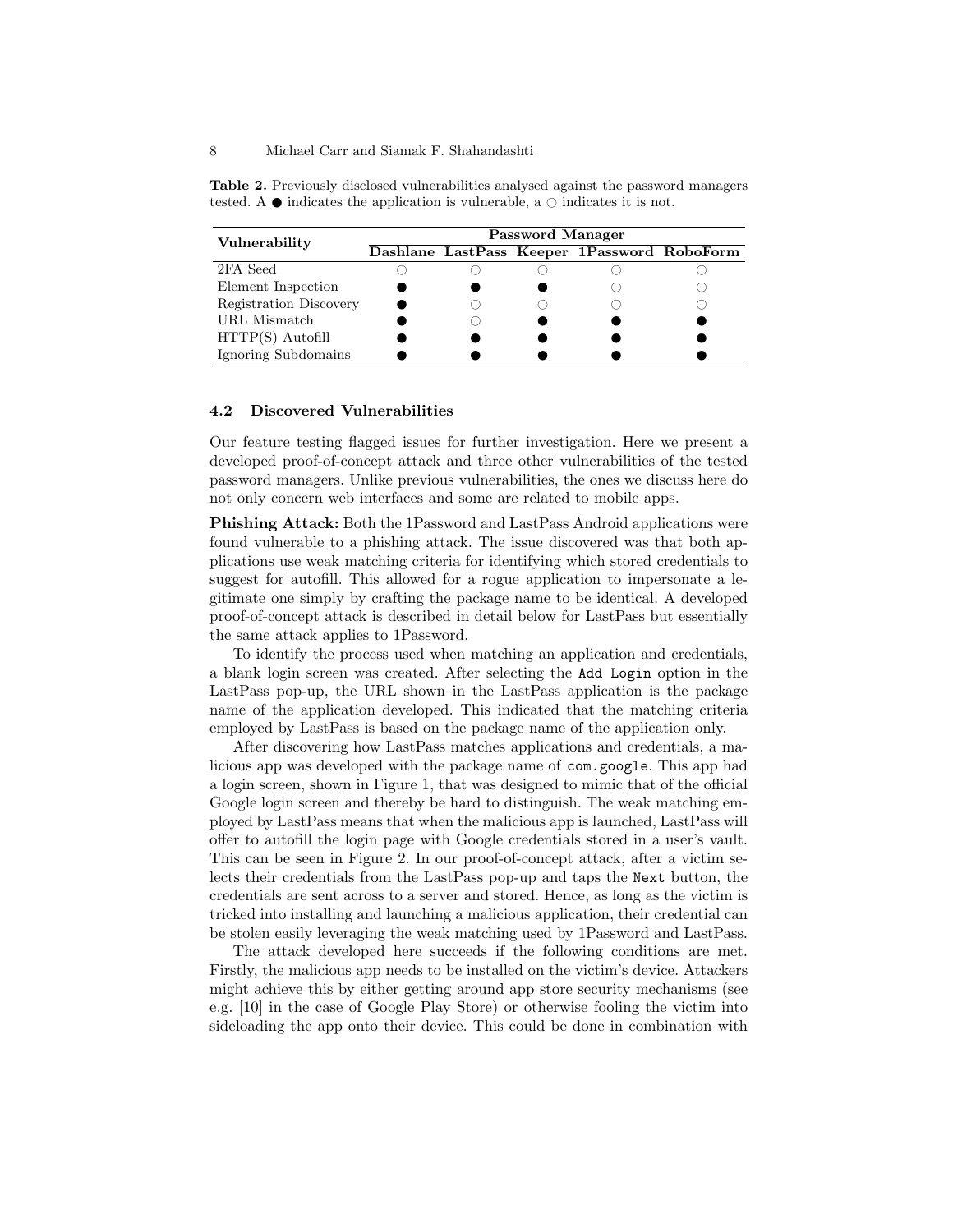**Table 2.** Previously disclosed vulnerabilities analysed against the password managers tested. A ● indicates the application is vulnerable, a ○ indicates it is not.

| Vulnerability | Password Manager | | | | |
|---|---|---|---|---|---|
| | **Dashlane** | **LastPass** | **Keeper** | **1Password** | **RoboForm** |
| 2FA Seed | ○ | ○ | ○ | ○ | ○ |
| Element Inspection | ● | ● | ● | ○ | ○ |
| Registration Discovery | ● | ○ | ○ | ○ | ○ |
| URL Mismatch | ● | ○ | ● | ● | ● |
| HTTP(S) Autofill | ● | ● | ● | ● | ● |
| Ignoring Subdomains | ● | ● | ● | ● | ● |

### 4.2 Discovered Vulnerabilities

Our feature testing flagged issues for further investigation. Here we present a developed proof-of-concept attack and three other vulnerabilities of the tested password managers. Unlike previous vulnerabilities, the ones we discuss here do not only concern web interfaces and some are related to mobile apps.

**Phishing Attack:** Both the 1Password and LastPass Android applications were found vulnerable to a phishing attack. The issue discovered was that both applications use weak matching criteria for identifying which stored credentials to suggest for autofill. This allowed for a rogue application to impersonate a legitimate one simply by crafting the package name to be identical. A developed proof-of-concept attack is described in detail below for LastPass but essentially the same attack applies to 1Password.

To identify the process used when matching an application and credentials, a blank login screen was created. After selecting the `Add Login` option in the LastPass pop-up, the URL shown in the LastPass application is the package name of the application developed. This indicated that the matching criteria employed by LastPass is based on the package name of the application only.

After discovering how LastPass matches applications and credentials, a malicious app was developed with the package name of `com.google`. This app had a login screen, shown in Figure 1, that was designed to mimic that of the official Google login screen and thereby be hard to distinguish. The weak matching employed by LastPass means that when the malicious app is launched, LastPass will offer to autofill the login page with Google credentials stored in a user's vault. This can be seen in Figure 2. In our proof-of-concept attack, after a victim selects their credentials from the LastPass pop-up and taps the `Next` button, the credentials are sent across to a server and stored. Hence, as long as the victim is tricked into installing and launching a malicious application, their credential can be stolen easily leveraging the weak matching used by 1Password and LastPass.

The attack developed here succeeds if the following conditions are met. Firstly, the malicious app needs to be installed on the victim's device. Attackers might achieve this by either getting around app store security mechanisms (see e.g. [10] in the case of Google Play Store) or otherwise fooling the victim into sideloading the app onto their device. This could be done in combination with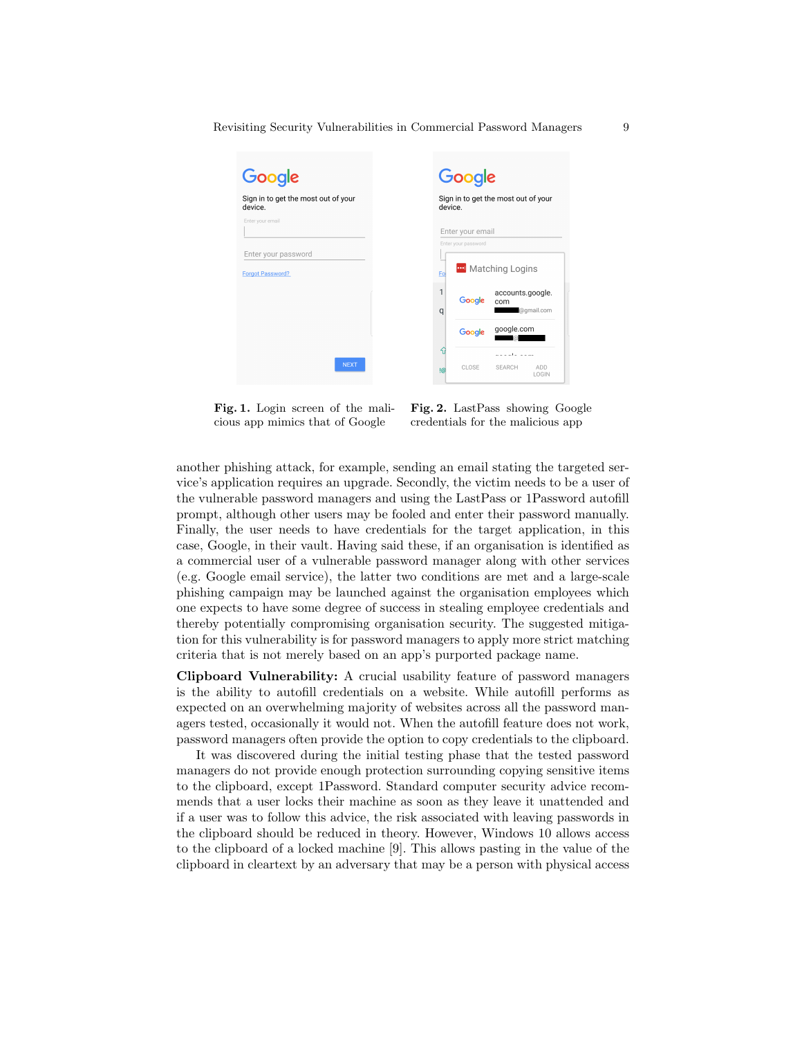**Fig. 1.** Login screen of the malicious app mimics that of Google

**Fig. 2.** LastPass showing Google credentials for the malicious app

another phishing attack, for example, sending an email stating the targeted service's application requires an upgrade. Secondly, the victim needs to be a user of the vulnerable password managers and using the LastPass or 1Password autofill prompt, although other users may be fooled and enter their password manually. Finally, the user needs to have credentials for the target application, in this case, Google, in their vault. Having said these, if an organisation is identified as a commercial user of a vulnerable password manager along with other services (e.g. Google email service), the latter two conditions are met and a large-scale phishing campaign may be launched against the organisation employees which one expects to have some degree of success in stealing employee credentials and thereby potentially compromising organisation security. The suggested mitigation for this vulnerability is for password managers to apply more strict matching criteria that is not merely based on an app's purported package name.

**Clipboard Vulnerability:** A crucial usability feature of password managers is the ability to autofill credentials on a website. While autofill performs as expected on an overwhelming majority of websites across all the password managers tested, occasionally it would not. When the autofill feature does not work, password managers often provide the option to copy credentials to the clipboard.

It was discovered during the initial testing phase that the tested password managers do not provide enough protection surrounding copying sensitive items to the clipboard, except 1Password. Standard computer security advice recommends that a user locks their machine as soon as they leave it unattended and if a user was to follow this advice, the risk associated with leaving passwords in the clipboard should be reduced in theory. However, Windows 10 allows access to the clipboard of a locked machine [9]. This allows pasting in the value of the clipboard in cleartext by an adversary that may be a person with physical access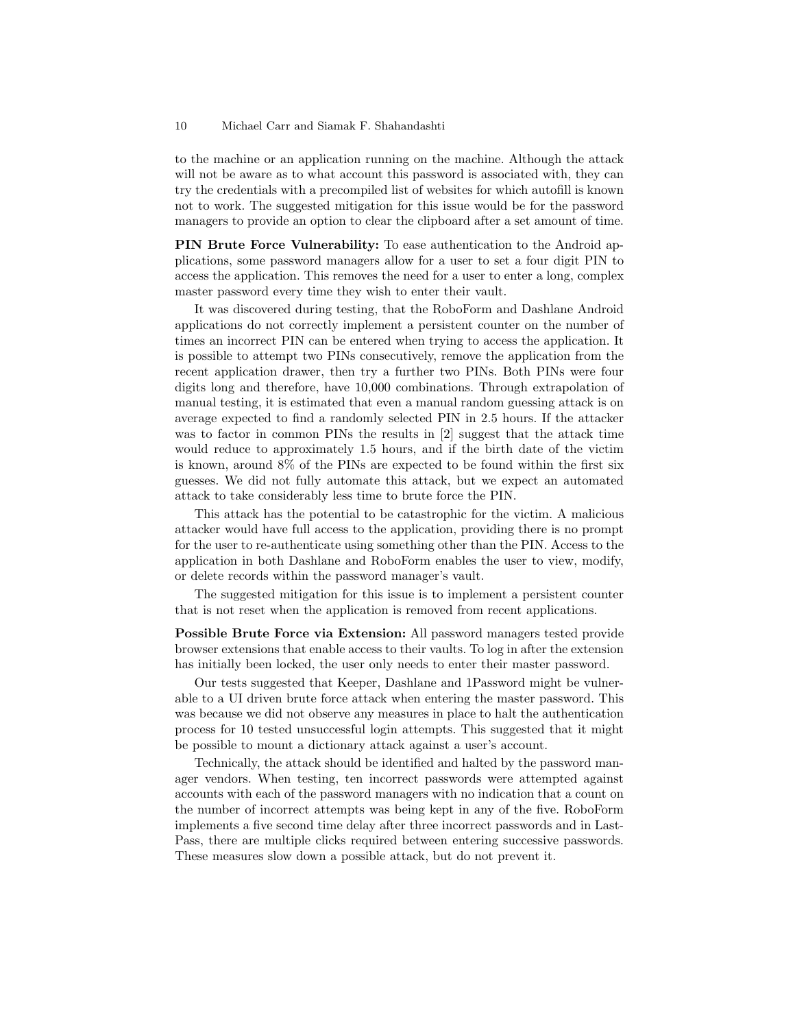to the machine or an application running on the machine. Although the attack will not be aware as to what account this password is associated with, they can try the credentials with a precompiled list of websites for which autofill is known not to work. The suggested mitigation for this issue would be for the password managers to provide an option to clear the clipboard after a set amount of time.

**PIN Brute Force Vulnerability:** To ease authentication to the Android applications, some password managers allow for a user to set a four digit PIN to access the application. This removes the need for a user to enter a long, complex master password every time they wish to enter their vault.

It was discovered during testing, that the RoboForm and Dashlane Android applications do not correctly implement a persistent counter on the number of times an incorrect PIN can be entered when trying to access the application. It is possible to attempt two PINs consecutively, remove the application from the recent application drawer, then try a further two PINs. Both PINs were four digits long and therefore, have 10,000 combinations. Through extrapolation of manual testing, it is estimated that even a manual random guessing attack is on average expected to find a randomly selected PIN in 2.5 hours. If the attacker was to factor in common PINs the results in [2] suggest that the attack time would reduce to approximately 1.5 hours, and if the birth date of the victim is known, around 8% of the PINs are expected to be found within the first six guesses. We did not fully automate this attack, but we expect an automated attack to take considerably less time to brute force the PIN.

This attack has the potential to be catastrophic for the victim. A malicious attacker would have full access to the application, providing there is no prompt for the user to re-authenticate using something other than the PIN. Access to the application in both Dashlane and RoboForm enables the user to view, modify, or delete records within the password manager's vault.

The suggested mitigation for this issue is to implement a persistent counter that is not reset when the application is removed from recent applications.

**Possible Brute Force via Extension:** All password managers tested provide browser extensions that enable access to their vaults. To log in after the extension has initially been locked, the user only needs to enter their master password.

Our tests suggested that Keeper, Dashlane and 1Password might be vulnerable to a UI driven brute force attack when entering the master password. This was because we did not observe any measures in place to halt the authentication process for 10 tested unsuccessful login attempts. This suggested that it might be possible to mount a dictionary attack against a user's account.

Technically, the attack should be identified and halted by the password manager vendors. When testing, ten incorrect passwords were attempted against accounts with each of the password managers with no indication that a count on the number of incorrect attempts was being kept in any of the five. RoboForm implements a five second time delay after three incorrect passwords and in LastPass, there are multiple clicks required between entering successive passwords. These measures slow down a possible attack, but do not prevent it.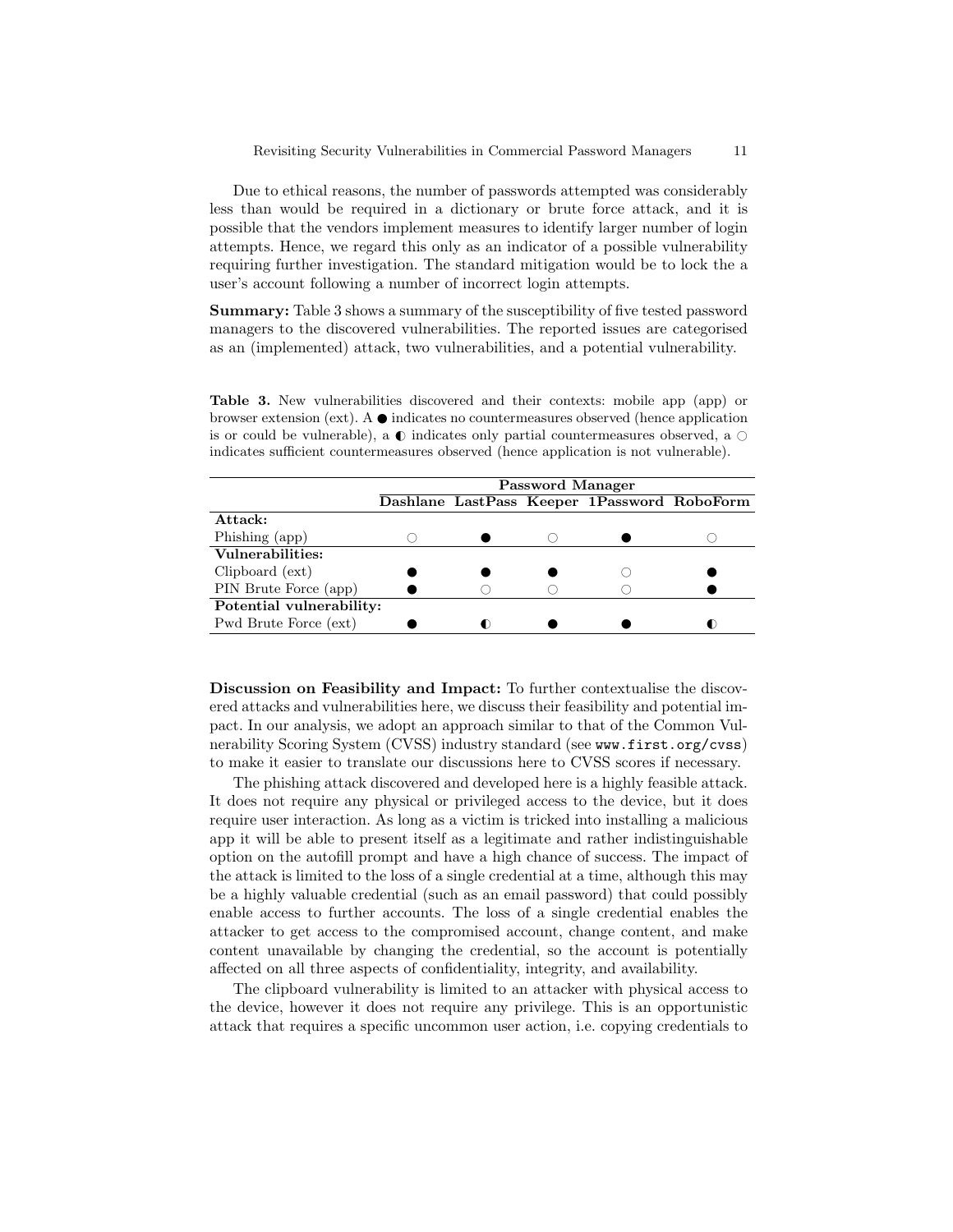Due to ethical reasons, the number of passwords attempted was considerably less than would be required in a dictionary or brute force attack, and it is possible that the vendors implement measures to identify larger number of login attempts. Hence, we regard this only as an indicator of a possible vulnerability requiring further investigation. The standard mitigation would be to lock the a user's account following a number of incorrect login attempts.

**Summary:** Table 3 shows a summary of the susceptibility of five tested password managers to the discovered vulnerabilities. The reported issues are categorised as an (implemented) attack, two vulnerabilities, and a potential vulnerability.

**Table 3.** New vulnerabilities discovered and their contexts: mobile app (app) or browser extension (ext). A ● indicates no countermeasures observed (hence application is or could be vulnerable), a ◐ indicates only partial countermeasures observed, a ○ indicates sufficient countermeasures observed (hence application is not vulnerable).

| | Password Manager | | | | |
|---|---|---|---|---|---|
| | **Dashlane** | **LastPass** | **Keeper** | **1Password** | **RoboForm** |
| **Attack:** | | | | | |
| Phishing (app) | ○ | ● | ○ | ● | ○ |
| **Vulnerabilities:** | | | | | |
| Clipboard (ext) | ● | ● | ● | ○ | ● |
| PIN Brute Force (app) | ● | ○ | ○ | ○ | ● |
| **Potential vulnerability:** | | | | | |
| Pwd Brute Force (ext) | ● | ◐ | ● | ● | ◐ |

**Discussion on Feasibility and Impact:** To further contextualise the discovered attacks and vulnerabilities here, we discuss their feasibility and potential impact. In our analysis, we adopt an approach similar to that of the Common Vulnerability Scoring System (CVSS) industry standard (see `www.first.org/cvss`) to make it easier to translate our discussions here to CVSS scores if necessary.

The phishing attack discovered and developed here is a highly feasible attack. It does not require any physical or privileged access to the device, but it does require user interaction. As long as a victim is tricked into installing a malicious app it will be able to present itself as a legitimate and rather indistinguishable option on the autofill prompt and have a high chance of success. The impact of the attack is limited to the loss of a single credential at a time, although this may be a highly valuable credential (such as an email password) that could possibly enable access to further accounts. The loss of a single credential enables the attacker to get access to the compromised account, change content, and make content unavailable by changing the credential, so the account is potentially affected on all three aspects of confidentiality, integrity, and availability.

The clipboard vulnerability is limited to an attacker with physical access to the device, however it does not require any privilege. This is an opportunistic attack that requires a specific uncommon user action, i.e. copying credentials to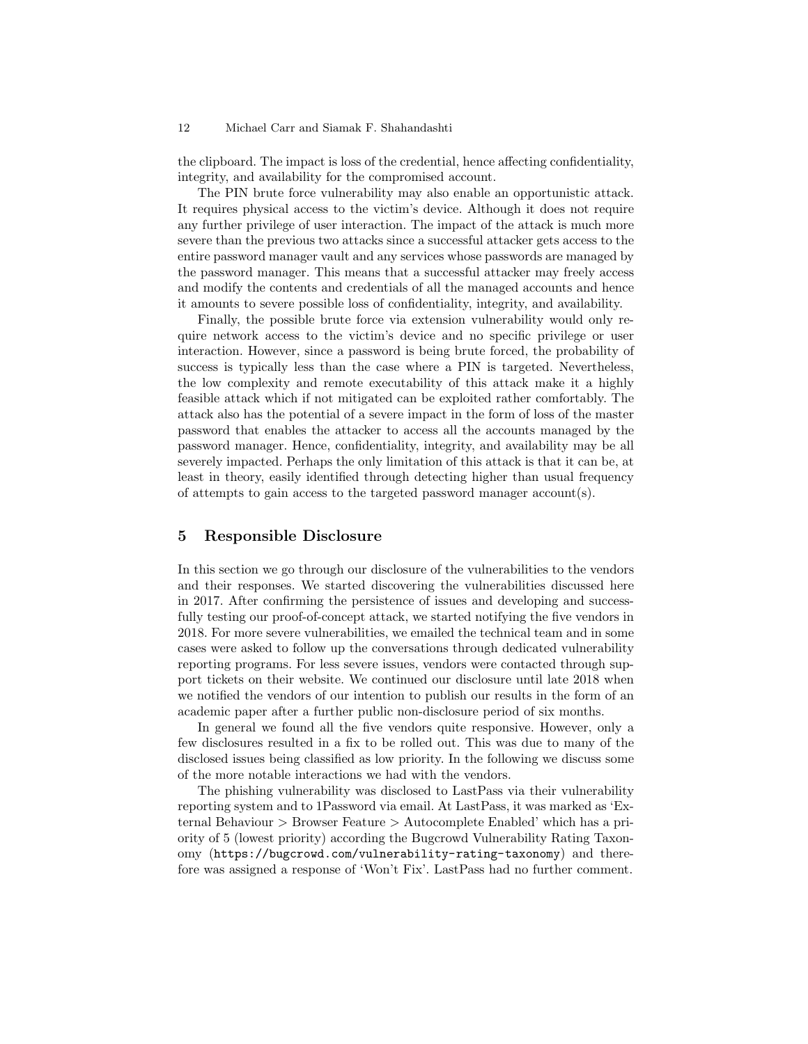the clipboard. The impact is loss of the credential, hence affecting confidentiality, integrity, and availability for the compromised account.

The PIN brute force vulnerability may also enable an opportunistic attack. It requires physical access to the victim's device. Although it does not require any further privilege of user interaction. The impact of the attack is much more severe than the previous two attacks since a successful attacker gets access to the entire password manager vault and any services whose passwords are managed by the password manager. This means that a successful attacker may freely access and modify the contents and credentials of all the managed accounts and hence it amounts to severe possible loss of confidentiality, integrity, and availability.

Finally, the possible brute force via extension vulnerability would only require network access to the victim's device and no specific privilege or user interaction. However, since a password is being brute forced, the probability of success is typically less than the case where a PIN is targeted. Nevertheless, the low complexity and remote executability of this attack make it a highly feasible attack which if not mitigated can be exploited rather comfortably. The attack also has the potential of a severe impact in the form of loss of the master password that enables the attacker to access all the accounts managed by the password manager. Hence, confidentiality, integrity, and availability may be all severely impacted. Perhaps the only limitation of this attack is that it can be, at least in theory, easily identified through detecting higher than usual frequency of attempts to gain access to the targeted password manager account(s).

## 5 Responsible Disclosure

In this section we go through our disclosure of the vulnerabilities to the vendors and their responses. We started discovering the vulnerabilities discussed here in 2017. After confirming the persistence of issues and developing and successfully testing our proof-of-concept attack, we started notifying the five vendors in 2018. For more severe vulnerabilities, we emailed the technical team and in some cases were asked to follow up the conversations through dedicated vulnerability reporting programs. For less severe issues, vendors were contacted through support tickets on their website. We continued our disclosure until late 2018 when we notified the vendors of our intention to publish our results in the form of an academic paper after a further public non-disclosure period of six months.

In general we found all the five vendors quite responsive. However, only a few disclosures resulted in a fix to be rolled out. This was due to many of the disclosed issues being classified as low priority. In the following we discuss some of the more notable interactions we had with the vendors.

The phishing vulnerability was disclosed to LastPass via their vulnerability reporting system and to 1Password via email. At LastPass, it was marked as 'External Behaviour > Browser Feature > Autocomplete Enabled' which has a priority of 5 (lowest priority) according the Bugcrowd Vulnerability Rating Taxonomy (`https://bugcrowd.com/vulnerability-rating-taxonomy`) and therefore was assigned a response of 'Won't Fix'. LastPass had no further comment.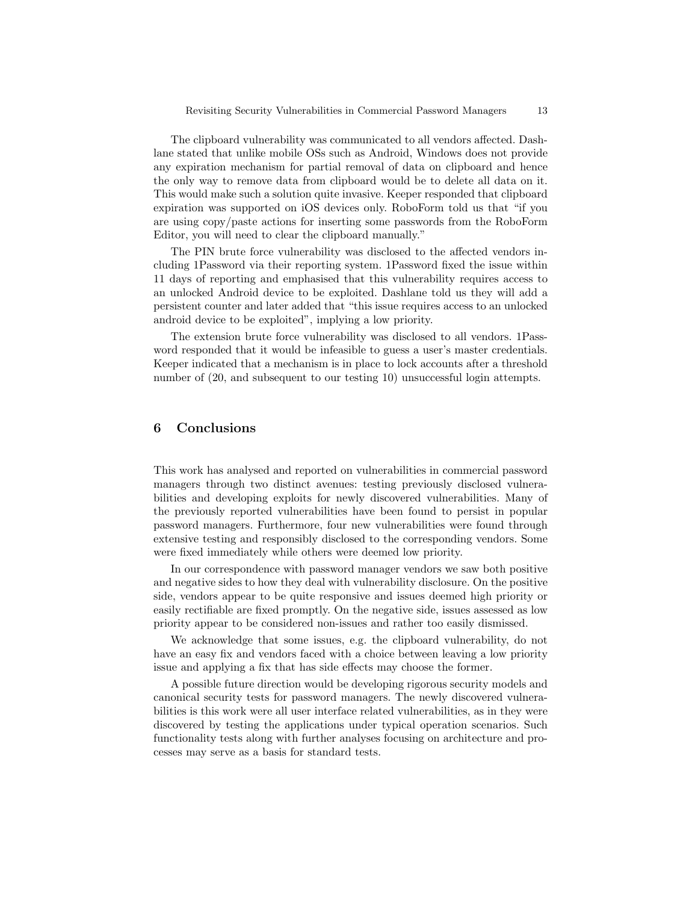The clipboard vulnerability was communicated to all vendors affected. Dashlane stated that unlike mobile OSs such as Android, Windows does not provide any expiration mechanism for partial removal of data on clipboard and hence the only way to remove data from clipboard would be to delete all data on it. This would make such a solution quite invasive. Keeper responded that clipboard expiration was supported on iOS devices only. RoboForm told us that "if you are using copy/paste actions for inserting some passwords from the RoboForm Editor, you will need to clear the clipboard manually."

The PIN brute force vulnerability was disclosed to the affected vendors including 1Password via their reporting system. 1Password fixed the issue within 11 days of reporting and emphasised that this vulnerability requires access to an unlocked Android device to be exploited. Dashlane told us they will add a persistent counter and later added that "this issue requires access to an unlocked android device to be exploited", implying a low priority.

The extension brute force vulnerability was disclosed to all vendors. 1Password responded that it would be infeasible to guess a user's master credentials. Keeper indicated that a mechanism is in place to lock accounts after a threshold number of (20, and subsequent to our testing 10) unsuccessful login attempts.

## 6 Conclusions

This work has analysed and reported on vulnerabilities in commercial password managers through two distinct avenues: testing previously disclosed vulnerabilities and developing exploits for newly discovered vulnerabilities. Many of the previously reported vulnerabilities have been found to persist in popular password managers. Furthermore, four new vulnerabilities were found through extensive testing and responsibly disclosed to the corresponding vendors. Some were fixed immediately while others were deemed low priority.

In our correspondence with password manager vendors we saw both positive and negative sides to how they deal with vulnerability disclosure. On the positive side, vendors appear to be quite responsive and issues deemed high priority or easily rectifiable are fixed promptly. On the negative side, issues assessed as low priority appear to be considered non-issues and rather too easily dismissed.

We acknowledge that some issues, e.g. the clipboard vulnerability, do not have an easy fix and vendors faced with a choice between leaving a low priority issue and applying a fix that has side effects may choose the former.

A possible future direction would be developing rigorous security models and canonical security tests for password managers. The newly discovered vulnerabilities is this work were all user interface related vulnerabilities, as in they were discovered by testing the applications under typical operation scenarios. Such functionality tests along with further analyses focusing on architecture and processes may serve as a basis for standard tests.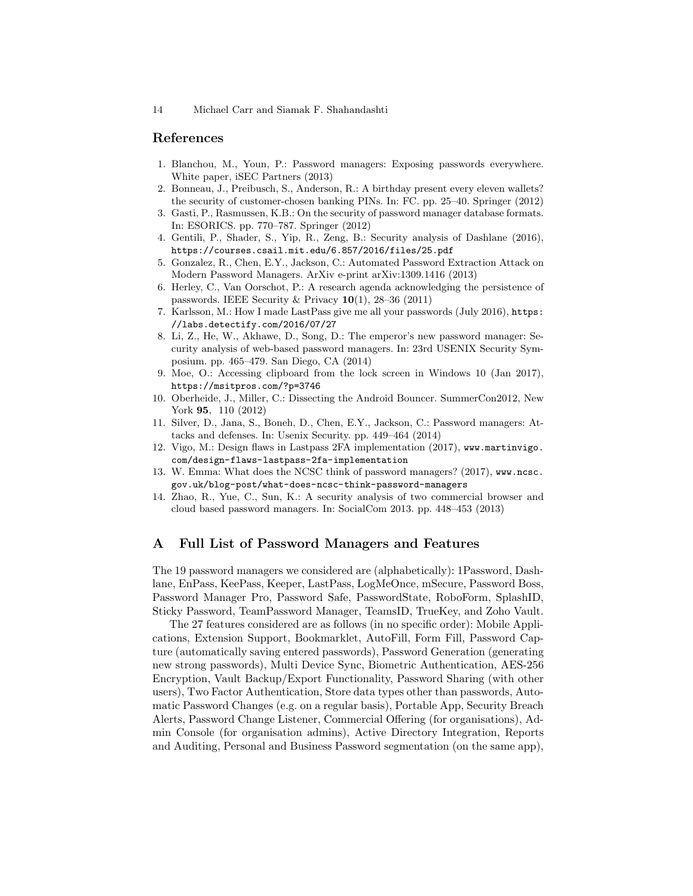## References

1. Blanchou, M., Youn, P.: Password managers: Exposing passwords everywhere. White paper, iSEC Partners (2013)
2. Bonneau, J., Preibusch, S., Anderson, R.: A birthday present every eleven wallets? the security of customer-chosen banking PINs. In: FC. pp. 25–40. Springer (2012)
3. Gasti, P., Rasmussen, K.B.: On the security of password manager database formats. In: ESORICS. pp. 770–787. Springer (2012)
4. Gentili, P., Shader, S., Yip, R., Zeng, B.: Security analysis of Dashlane (2016), https://courses.csail.mit.edu/6.857/2016/files/25.pdf
5. Gonzalez, R., Chen, E.Y., Jackson, C.: Automated Password Extraction Attack on Modern Password Managers. ArXiv e-print arXiv:1309.1416 (2013)
6. Herley, C., Van Oorschot, P.: A research agenda acknowledging the persistence of passwords. IEEE Security & Privacy **10**(1), 28–36 (2011)
7. Karlsson, M.: How I made LastPass give me all your passwords (July 2016), https://labs.detectify.com/2016/07/27
8. Li, Z., He, W., Akhawe, D., Song, D.: The emperor's new password manager: Security analysis of web-based password managers. In: 23rd USENIX Security Symposium. pp. 465–479. San Diego, CA (2014)
9. Moe, O.: Accessing clipboard from the lock screen in Windows 10 (Jan 2017), https://msitpros.com/?p=3746
10. Oberheide, J., Miller, C.: Dissecting the Android Bouncer. SummerCon2012, New York **95**, 110 (2012)
11. Silver, D., Jana, S., Boneh, D., Chen, E.Y., Jackson, C.: Password managers: Attacks and defenses. In: Usenix Security. pp. 449–464 (2014)
12. Vigo, M.: Design flaws in Lastpass 2FA implementation (2017), www.martinvigo.com/design-flaws-lastpass-2fa-implementation
13. W. Emma: What does the NCSC think of password managers? (2017), www.ncsc.gov.uk/blog-post/what-does-ncsc-think-password-managers
14. Zhao, R., Yue, C., Sun, K.: A security analysis of two commercial browser and cloud based password managers. In: SocialCom 2013. pp. 448–453 (2013)

## A Full List of Password Managers and Features

The 19 password managers we considered are (alphabetically): 1Password, Dashlane, EnPass, KeePass, Keeper, LastPass, LogMeOnce, mSecure, Password Boss, Password Manager Pro, Password Safe, PasswordState, RoboForm, SplashID, Sticky Password, TeamPassword Manager, TeamsID, TrueKey, and Zoho Vault.

The 27 features considered are as follows (in no specific order): Mobile Applications, Extension Support, Bookmarklet, AutoFill, Form Fill, Password Capture (automatically saving entered passwords), Password Generation (generating new strong passwords), Multi Device Sync, Biometric Authentication, AES-256 Encryption, Vault Backup/Export Functionality, Password Sharing (with other users), Two Factor Authentication, Store data types other than passwords, Automatic Password Changes (e.g. on a regular basis), Portable App, Security Breach Alerts, Password Change Listener, Commercial Offering (for organisations), Admin Console (for organisation admins), Active Directory Integration, Reports and Auditing, Personal and Business Password segmentation (on the same app),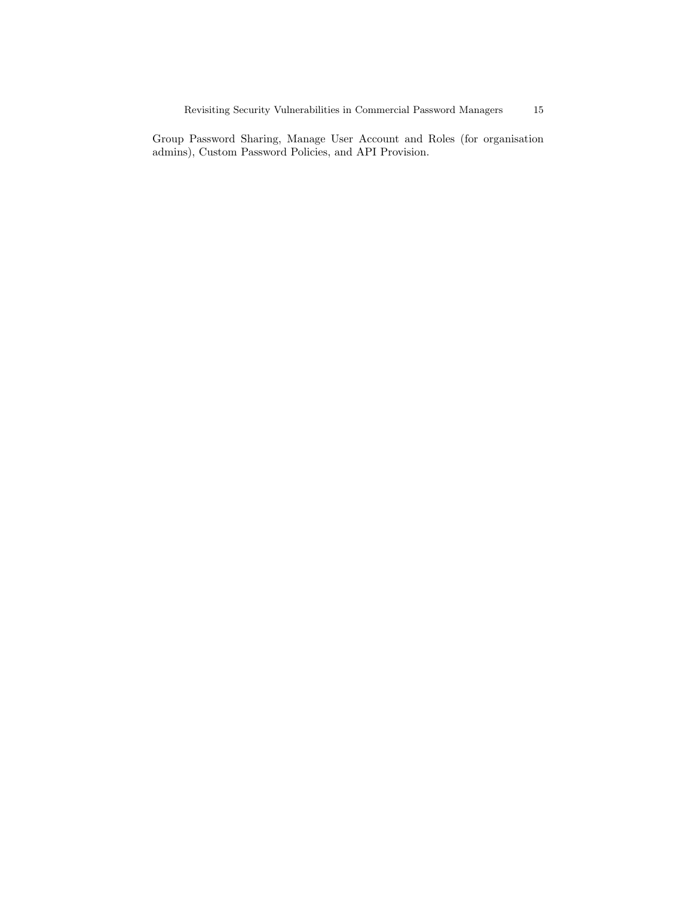Group Password Sharing, Manage User Account and Roles (for organisation admins), Custom Password Policies, and API Provision.